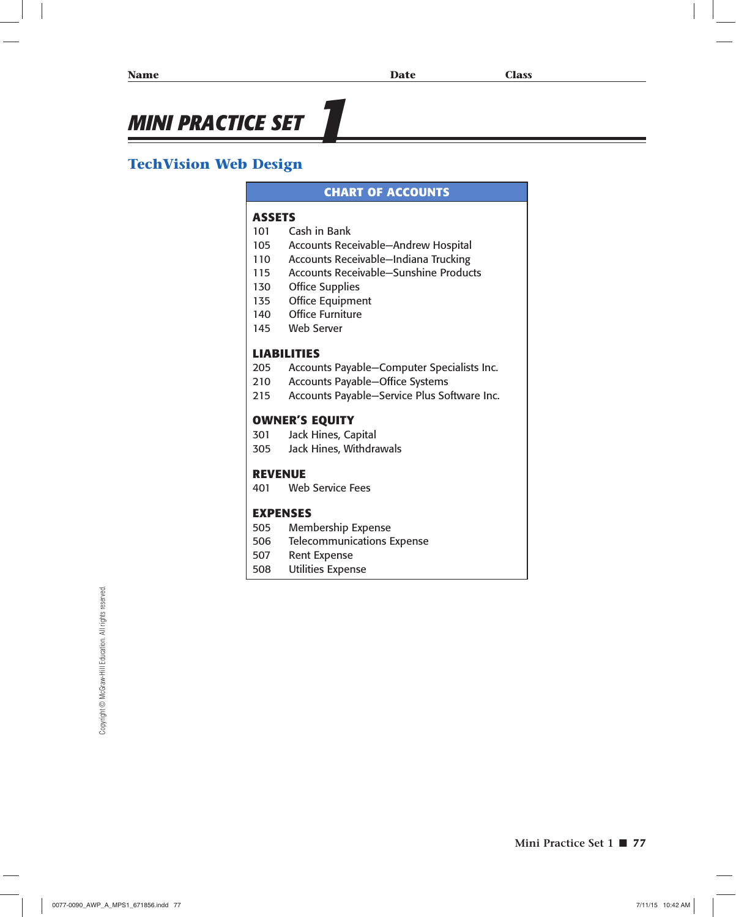Name　　　　　　　　　　　　　　　　　　Date　　　　　　　　　Class

# MINI PRACTICE SET 1

## TechVision Web Design

### CHART OF ACCOUNTS

**ASSETS**

| | |
|---|---|
| 101 | Cash in Bank |
| 105 | Accounts Receivable—Andrew Hospital |
| 110 | Accounts Receivable—Indiana Trucking |
| 115 | Accounts Receivable—Sunshine Products |
| 130 | Office Supplies |
| 135 | Office Equipment |
| 140 | Office Furniture |
| 145 | Web Server |

**LIABILITIES**

| | |
|---|---|
| 205 | Accounts Payable—Computer Specialists Inc. |
| 210 | Accounts Payable—Office Systems |
| 215 | Accounts Payable—Service Plus Software Inc. |

**OWNER'S EQUITY**

| | |
|---|---|
| 301 | Jack Hines, Capital |
| 305 | Jack Hines, Withdrawals |

**REVENUE**

| | |
|---|---|
| 401 | Web Service Fees |

**EXPENSES**

| | |
|---|---|
| 505 | Membership Expense |
| 506 | Telecommunications Expense |
| 507 | Rent Expense |
| 508 | Utilities Expense |

Copyright © McGraw-Hill Education. All rights reserved.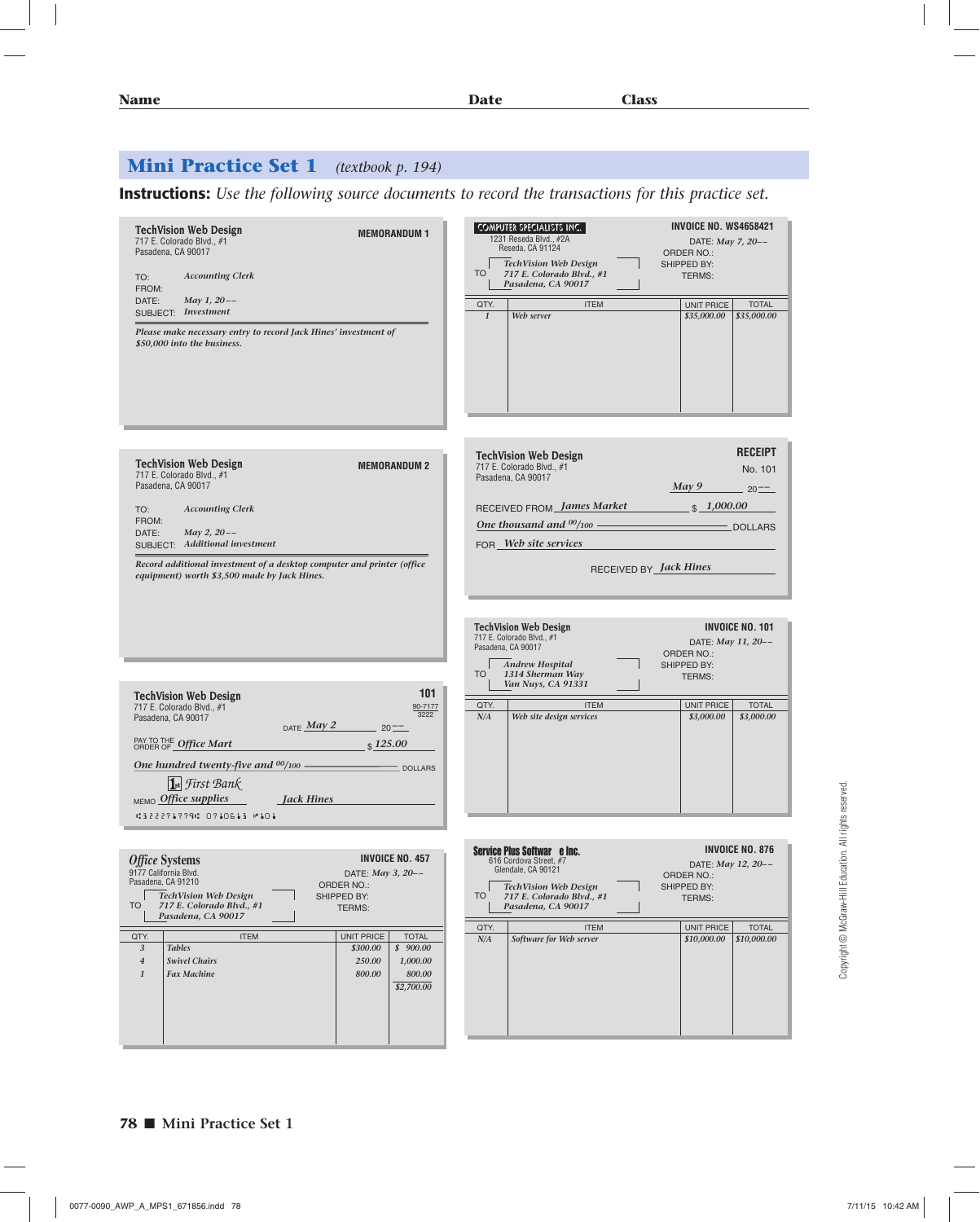Name Date Class

## Mini Practice Set 1 *(textbook p. 194)*

**Instructions:** *Use the following source documents to record the transactions for this practice set.*

---

**TechVision Web Design**
717 E. Colorado Blvd., #1
Pasadena, CA 90017

**MEMORANDUM 1**

TO: *Accounting Clerk*
FROM:
DATE: *May 1, 20––*
SUBJECT: *Investment*

*Please make necessary entry to record Jack Hines' investment of $50,000 into the business.*

---

**COMPUTER SPECIALISTS INC.**
1231 Reseda Blvd., #2A
Reseda, CA 91124

**INVOICE NO. WS4658421**

DATE: *May 7, 20––*
ORDER NO.:
SHIPPED BY:
TERMS:

TO *TechVision Web Design*
*717 E. Colorado Blvd., #1*
*Pasadena, CA 90017*

| QTY. | ITEM | UNIT PRICE | TOTAL |
|---|---|---|---|
| *1* | *Web server* | *$35,000.00* | *$35,000.00* |

---

**TechVision Web Design**
717 E. Colorado Blvd., #1
Pasadena, CA 90017

**MEMORANDUM 2**

TO: *Accounting Clerk*
FROM:
DATE: *May 2, 20––*
SUBJECT: *Additional investment*

*Record additional investment of a desktop computer and printer (office equipment) worth $3,500 made by Jack Hines.*

---

**TechVision Web Design**
717 E. Colorado Blvd., #1
Pasadena, CA 90017

**RECEIPT**
No. 101

*May 9* 20––

RECEIVED FROM *James Market* $ *1,000.00*

*One thousand and 00/100* DOLLARS

FOR *Web site services*

RECEIVED BY *Jack Hines*

---

**TechVision Web Design**
717 E. Colorado Blvd., #1
Pasadena, CA 90017

**101**
90-7177
3222

DATE *May 2* 20––

PAY TO THE ORDER OF *Office Mart* $ *125.00*

*One hundred twenty-five and 00/100* DOLLARS

First Bank

MEMO *Office supplies* *Jack Hines*

⑆322271779⑆ 0710613 ⑈101

---

**TechVision Web Design**
717 E. Colorado Blvd., #1
Pasadena, CA 90017

**INVOICE NO. 101**

DATE: *May 11, 20––*
ORDER NO.:
SHIPPED BY:
TERMS:

TO *Andrew Hospital*
*1314 Sherman Way*
*Van Nuys, CA 91331*

| QTY. | ITEM | UNIT PRICE | TOTAL |
|---|---|---|---|
| *N/A* | *Web site design services* | *$3,000.00* | *$3,000.00* |

---

**Office Systems**
9177 California Blvd.
Pasadena, CA 91210

**INVOICE NO. 457**

DATE: *May 3, 20––*
ORDER NO.:
SHIPPED BY:
TERMS:

TO *TechVision Web Design*
*717 E. Colorado Blvd., #1*
*Pasadena, CA 90017*

| QTY. | ITEM | UNIT PRICE | TOTAL |
|---|---|---|---|
| *3* | *Tables* | *$300.00* | *$ 900.00* |
| *4* | *Swivel Chairs* | *250.00* | *1,000.00* |
| *1* | *Fax Machine* | *800.00* | *800.00* |
| | | | *$2,700.00* |

---

**Service Plus Software Inc.**
616 Cordova Street, #7
Glendale, CA 90121

**INVOICE NO. 876**

DATE: *May 12, 20––*
ORDER NO.:
SHIPPED BY:
TERMS:

TO *TechVision Web Design*
*717 E. Colorado Blvd., #1*
*Pasadena, CA 90017*

| QTY. | ITEM | UNIT PRICE | TOTAL |
|---|---|---|---|
| *N/A* | *Software for Web server* | *$10,000.00* | *$10,000.00* |

Copyright © McGraw-Hill Education. All rights reserved.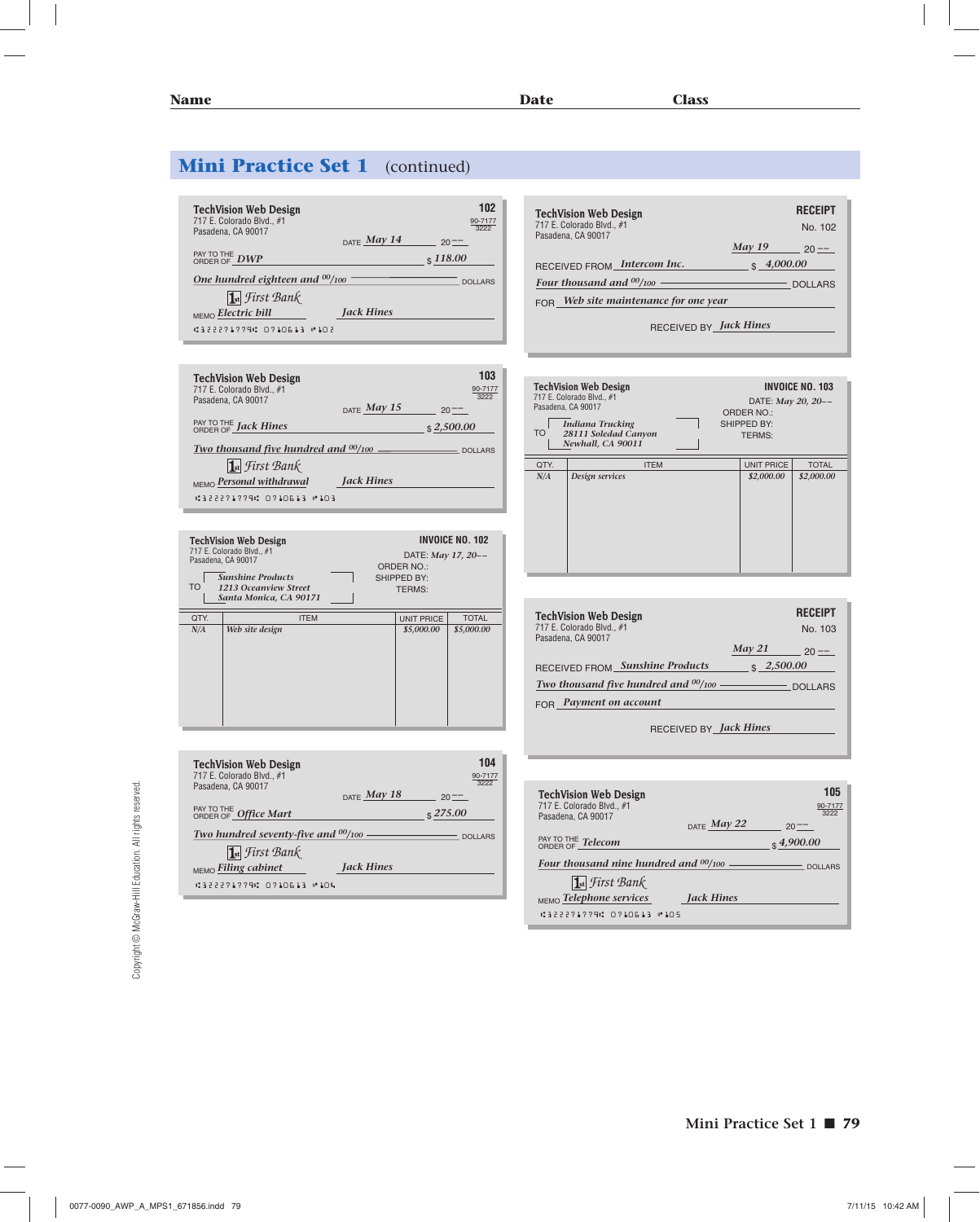Name | Date | Class

## Mini Practice Set 1 (continued)

**TechVision Web Design**
717 E. Colorado Blvd., #1
Pasadena, CA 90017

102
90-7177/3222

DATE *May 14* 20 ––

PAY TO THE ORDER OF *DWP* $ *118.00*

*One hundred eighteen and 00/100* DOLLARS

First Bank

MEMO *Electric bill* *Jack Hines*

⑆322271779⑆ 0710613 ⑈102

---

**TechVision Web Design**
717 E. Colorado Blvd., #1
Pasadena, CA 90017

**RECEIPT**
No. 102

*May 19* 20 ––

RECEIVED FROM *Intercom Inc.* $ *4,000.00*

*Four thousand and 00/100* DOLLARS

FOR *Web site maintenance for one year*

RECEIVED BY *Jack Hines*

---

**TechVision Web Design**
717 E. Colorado Blvd., #1
Pasadena, CA 90017

103
90-7177/3222

DATE *May 15* 20 ––

PAY TO THE ORDER OF *Jack Hines* $ *2,500.00*

*Two thousand five hundred and 00/100* DOLLARS

First Bank

MEMO *Personal withdrawal* *Jack Hines*

⑆322271779⑆ 0710613 ⑈103

---

**TechVision Web Design**
717 E. Colorado Blvd., #1
Pasadena, CA 90017

**INVOICE NO. 103**
DATE: *May 20, 20––*
ORDER NO.:
SHIPPED BY:
TERMS:

TO *Indiana Trucking*
*28111 Soledad Canyon*
*Newhall, CA 90011*

| QTY. | ITEM | UNIT PRICE | TOTAL |
|---|---|---|---|
| *N/A* | *Design services* | *$2,000.00* | *$2,000.00* |

---

**TechVision Web Design**
717 E. Colorado Blvd., #1
Pasadena, CA 90017

**INVOICE NO. 102**
DATE: *May 17, 20––*
ORDER NO.:
SHIPPED BY:
TERMS:

TO *Sunshine Products*
*1213 Oceanview Street*
*Santa Monica, CA 90171*

| QTY. | ITEM | UNIT PRICE | TOTAL |
|---|---|---|---|
| *N/A* | *Web site design* | *$5,000.00* | *$5,000.00* |

---

**TechVision Web Design**
717 E. Colorado Blvd., #1
Pasadena, CA 90017

**RECEIPT**
No. 103

*May 21* 20 ––

RECEIVED FROM *Sunshine Products* $ *2,500.00*

*Two thousand five hundred and 00/100* DOLLARS

FOR *Payment on account*

RECEIVED BY *Jack Hines*

---

**TechVision Web Design**
717 E. Colorado Blvd., #1
Pasadena, CA 90017

104
90-7177/3222

DATE *May 18* 20 ––

PAY TO THE ORDER OF *Office Mart* $ *275.00*

*Two hundred seventy-five and 00/100* DOLLARS

First Bank

MEMO *Filing cabinet* *Jack Hines*

⑆322271779⑆ 0710613 ⑈104

---

**TechVision Web Design**
717 E. Colorado Blvd., #1
Pasadena, CA 90017

105
90-7177/3222

DATE *May 22* 20 ––

PAY TO THE ORDER OF *Telecom* $ *4,900.00*

*Four thousand nine hundred and 00/100* DOLLARS

First Bank

MEMO *Telephone services* *Jack Hines*

⑆322271779⑆ 0710613 ⑈105

Copyright © McGraw-Hill Education. All rights reserved.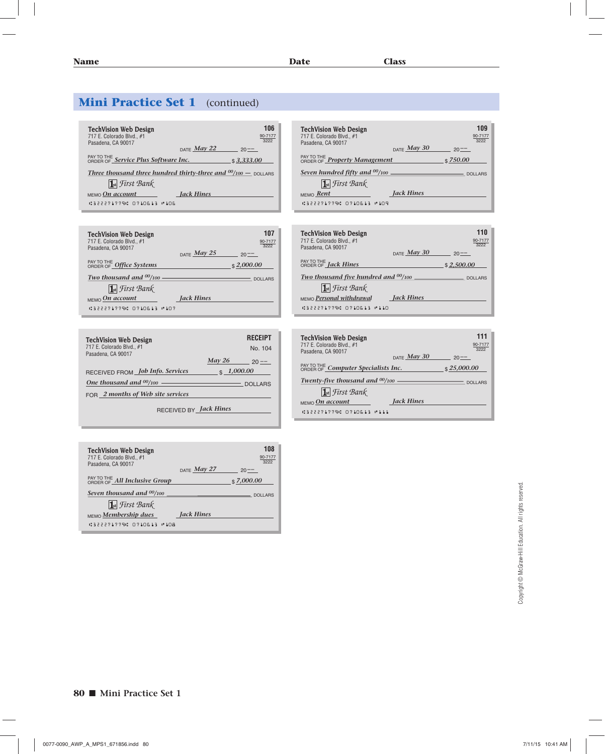Name Date Class

## Mini Practice Set 1 (continued)

**TechVision Web Design**
717 E. Colorado Blvd., #1
Pasadena, CA 90017

No. 106 — 90-7177/3222

DATE *May 22* 20--

PAY TO THE ORDER OF *Service Plus Software Inc.* $ *3,333.00*

*Three thousand three hundred thirty-three and 00/100* DOLLARS

First Bank

MEMO *On account* — *Jack Hines*

⑆322271779⑆ 0710613 ⑈106

---

**TechVision Web Design**
717 E. Colorado Blvd., #1
Pasadena, CA 90017

No. 107 — 90-7177/3222

DATE *May 25* 20--

PAY TO THE ORDER OF *Office Systems* $ *2,000.00*

*Two thousand and 00/100* DOLLARS

First Bank

MEMO *On account* — *Jack Hines*

⑆322271779⑆ 0710613 ⑈107

---

**TechVision Web Design**
717 E. Colorado Blvd., #1
Pasadena, CA 90017

RECEIPT No. 104

*May 26* 20--

RECEIVED FROM *Job Info. Services* $ *1,000.00*

*One thousand and 00/100* DOLLARS

FOR *2 months of Web site services*

RECEIVED BY *Jack Hines*

---

**TechVision Web Design**
717 E. Colorado Blvd., #1
Pasadena, CA 90017

No. 108 — 90-7177/3222

DATE *May 27* 20--

PAY TO THE ORDER OF *All Inclusive Group* $ *7,000.00*

*Seven thousand and 00/100* DOLLARS

First Bank

MEMO *Membership dues* — *Jack Hines*

⑆322271779⑆ 0710613 ⑈108

---

**TechVision Web Design**
717 E. Colorado Blvd., #1
Pasadena, CA 90017

No. 109 — 90-7177/3222

DATE *May 30* 20--

PAY TO THE ORDER OF *Property Management* $ *750.00*

*Seven hundred fifty and 00/100* DOLLARS

First Bank

MEMO *Rent* — *Jack Hines*

⑆322271779⑆ 0710613 ⑈109

---

**TechVision Web Design**
717 E. Colorado Blvd., #1
Pasadena, CA 90017

No. 110 — 90-7177/3222

DATE *May 30* 20--

PAY TO THE ORDER OF *Jack Hines* $ *2,500.00*

*Two thousand five hundred and 00/100* DOLLARS

First Bank

MEMO *Personal withdrawal* — *Jack Hines*

⑆322271779⑆ 0710613 ⑈110

---

**TechVision Web Design**
717 E. Colorado Blvd., #1
Pasadena, CA 90017

No. 111 — 90-7177/3222

DATE *May 30* 20--

PAY TO THE ORDER OF *Computer Specialists Inc.* $ *25,000.00*

*Twenty-five thousand and 00/100* DOLLARS

First Bank

MEMO *On account* — *Jack Hines*

⑆322271779⑆ 0710613 ⑈111

Copyright © McGraw-Hill Education. All rights reserved.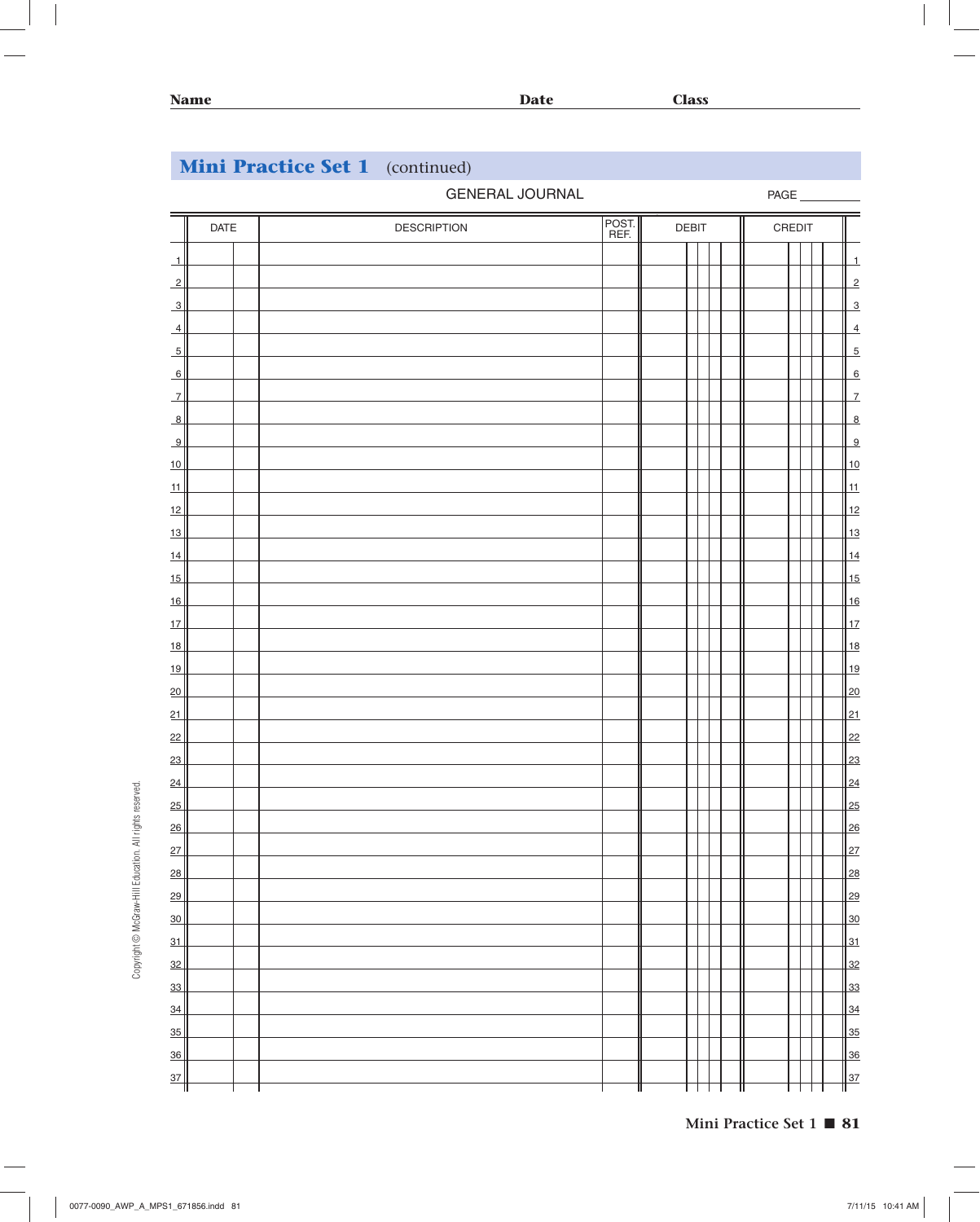Name Date Class

## Mini Practice Set 1 (continued)

GENERAL JOURNAL PAGE ________

| | DATE | | DESCRIPTION | POST. REF. | DEBIT | CREDIT | |
|---|---|---|---|---|---|---|---|
| 1 | | | | | | | 1 |
| 2 | | | | | | | 2 |
| 3 | | | | | | | 3 |
| 4 | | | | | | | 4 |
| 5 | | | | | | | 5 |
| 6 | | | | | | | 6 |
| 7 | | | | | | | 7 |
| 8 | | | | | | | 8 |
| 9 | | | | | | | 9 |
| 10 | | | | | | | 10 |
| 11 | | | | | | | 11 |
| 12 | | | | | | | 12 |
| 13 | | | | | | | 13 |
| 14 | | | | | | | 14 |
| 15 | | | | | | | 15 |
| 16 | | | | | | | 16 |
| 17 | | | | | | | 17 |
| 18 | | | | | | | 18 |
| 19 | | | | | | | 19 |
| 20 | | | | | | | 20 |
| 21 | | | | | | | 21 |
| 22 | | | | | | | 22 |
| 23 | | | | | | | 23 |
| 24 | | | | | | | 24 |
| 25 | | | | | | | 25 |
| 26 | | | | | | | 26 |
| 27 | | | | | | | 27 |
| 28 | | | | | | | 28 |
| 29 | | | | | | | 29 |
| 30 | | | | | | | 30 |
| 31 | | | | | | | 31 |
| 32 | | | | | | | 32 |
| 33 | | | | | | | 33 |
| 34 | | | | | | | 34 |
| 35 | | | | | | | 35 |
| 36 | | | | | | | 36 |
| 37 | | | | | | | 37 |

Copyright © McGraw-Hill Education. All rights reserved.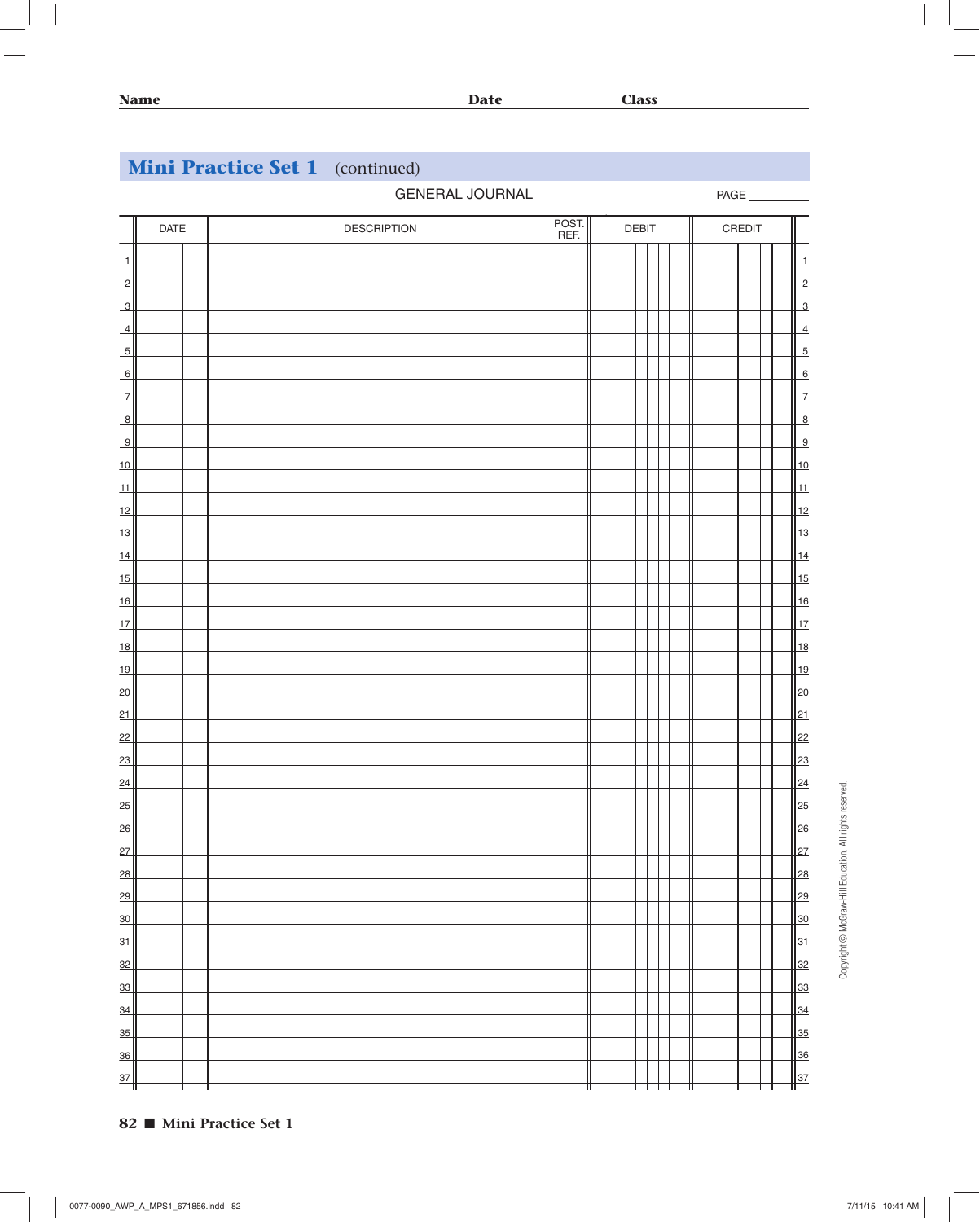Name Date Class

## Mini Practice Set 1 (continued)

GENERAL JOURNAL

PAGE ________

| | DATE | | DESCRIPTION | POST. REF. | DEBIT | CREDIT | |
|---|---|---|---|---|---|---|---|
| 1 | | | | | | | 1 |
| 2 | | | | | | | 2 |
| 3 | | | | | | | 3 |
| 4 | | | | | | | 4 |
| 5 | | | | | | | 5 |
| 6 | | | | | | | 6 |
| 7 | | | | | | | 7 |
| 8 | | | | | | | 8 |
| 9 | | | | | | | 9 |
| 10 | | | | | | | 10 |
| 11 | | | | | | | 11 |
| 12 | | | | | | | 12 |
| 13 | | | | | | | 13 |
| 14 | | | | | | | 14 |
| 15 | | | | | | | 15 |
| 16 | | | | | | | 16 |
| 17 | | | | | | | 17 |
| 18 | | | | | | | 18 |
| 19 | | | | | | | 19 |
| 20 | | | | | | | 20 |
| 21 | | | | | | | 21 |
| 22 | | | | | | | 22 |
| 23 | | | | | | | 23 |
| 24 | | | | | | | 24 |
| 25 | | | | | | | 25 |
| 26 | | | | | | | 26 |
| 27 | | | | | | | 27 |
| 28 | | | | | | | 28 |
| 29 | | | | | | | 29 |
| 30 | | | | | | | 30 |
| 31 | | | | | | | 31 |
| 32 | | | | | | | 32 |
| 33 | | | | | | | 33 |
| 34 | | | | | | | 34 |
| 35 | | | | | | | 35 |
| 36 | | | | | | | 36 |
| 37 | | | | | | | 37 |

Copyright © McGraw-Hill Education. All rights reserved.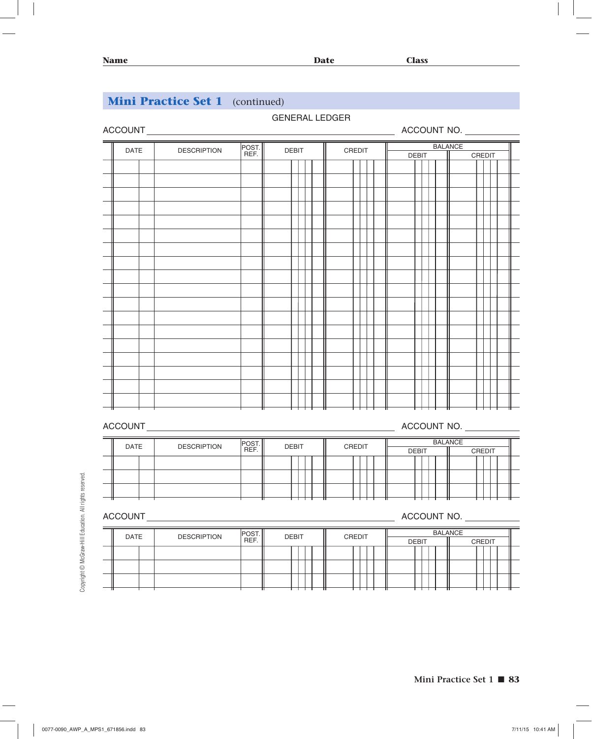Name ____________________ Date ____________ Class ____________

## Mini Practice Set 1 (continued)

GENERAL LEDGER

ACCOUNT ________________________________ ACCOUNT NO. __________

| DATE | | DESCRIPTION | POST. REF. | DEBIT | CREDIT | BALANCE | |
|---|---|---|---|---|---|---|---|
| | | | | | | DEBIT | CREDIT |
| | | | | | | | |
| | | | | | | | |
| | | | | | | | |
| | | | | | | | |
| | | | | | | | |
| | | | | | | | |
| | | | | | | | |
| | | | | | | | |
| | | | | | | | |
| | | | | | | | |
| | | | | | | | |
| | | | | | | | |
| | | | | | | | |
| | | | | | | | |
| | | | | | | | |
| | | | | | | | |
| | | | | | | | |
| | | | | | | | |

ACCOUNT ________________________________ ACCOUNT NO. __________

| DATE | | DESCRIPTION | POST. REF. | DEBIT | CREDIT | BALANCE | |
|---|---|---|---|---|---|---|---|
| | | | | | | DEBIT | CREDIT |
| | | | | | | | |
| | | | | | | | |
| | | | | | | | |

ACCOUNT ________________________________ ACCOUNT NO. __________

| DATE | | DESCRIPTION | POST. REF. | DEBIT | CREDIT | BALANCE | |
|---|---|---|---|---|---|---|---|
| | | | | | | DEBIT | CREDIT |
| | | | | | | | |
| | | | | | | | |
| | | | | | | | |

Copyright © McGraw-Hill Education. All rights reserved.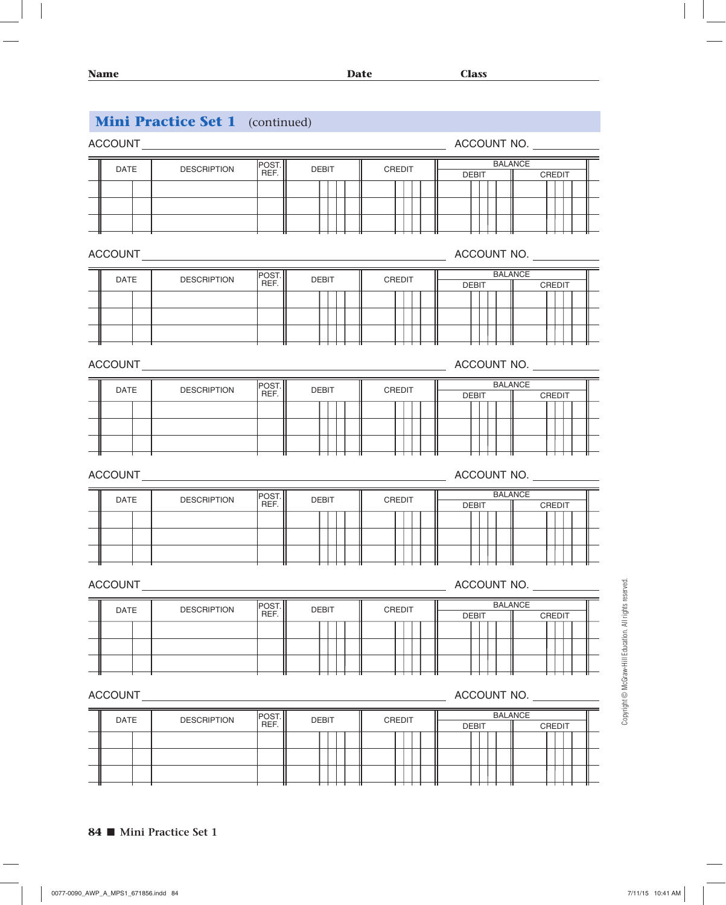Name Date Class

## Mini Practice Set 1 (continued)

ACCOUNT ______________________ ACCOUNT NO. ________

| DATE | | DESCRIPTION | POST. REF. | DEBIT | CREDIT | BALANCE | |
|---|---|---|---|---|---|---|---|
| | | | | | | DEBIT | CREDIT |
| | | | | | | | |
| | | | | | | | |
| | | | | | | | |

ACCOUNT ______________________ ACCOUNT NO. ________

| DATE | | DESCRIPTION | POST. REF. | DEBIT | CREDIT | BALANCE | |
|---|---|---|---|---|---|---|---|
| | | | | | | DEBIT | CREDIT |
| | | | | | | | |
| | | | | | | | |
| | | | | | | | |

ACCOUNT ______________________ ACCOUNT NO. ________

| DATE | | DESCRIPTION | POST. REF. | DEBIT | CREDIT | BALANCE | |
|---|---|---|---|---|---|---|---|
| | | | | | | DEBIT | CREDIT |
| | | | | | | | |
| | | | | | | | |
| | | | | | | | |

ACCOUNT ______________________ ACCOUNT NO. ________

| DATE | | DESCRIPTION | POST. REF. | DEBIT | CREDIT | BALANCE | |
|---|---|---|---|---|---|---|---|
| | | | | | | DEBIT | CREDIT |
| | | | | | | | |
| | | | | | | | |
| | | | | | | | |

ACCOUNT ______________________ ACCOUNT NO. ________

| DATE | | DESCRIPTION | POST. REF. | DEBIT | CREDIT | BALANCE | |
|---|---|---|---|---|---|---|---|
| | | | | | | DEBIT | CREDIT |
| | | | | | | | |
| | | | | | | | |
| | | | | | | | |

ACCOUNT ______________________ ACCOUNT NO. ________

| DATE | | DESCRIPTION | POST. REF. | DEBIT | CREDIT | BALANCE | |
|---|---|---|---|---|---|---|---|
| | | | | | | DEBIT | CREDIT |
| | | | | | | | |
| | | | | | | | |
| | | | | | | | |

Copyright © McGraw-Hill Education. All rights reserved.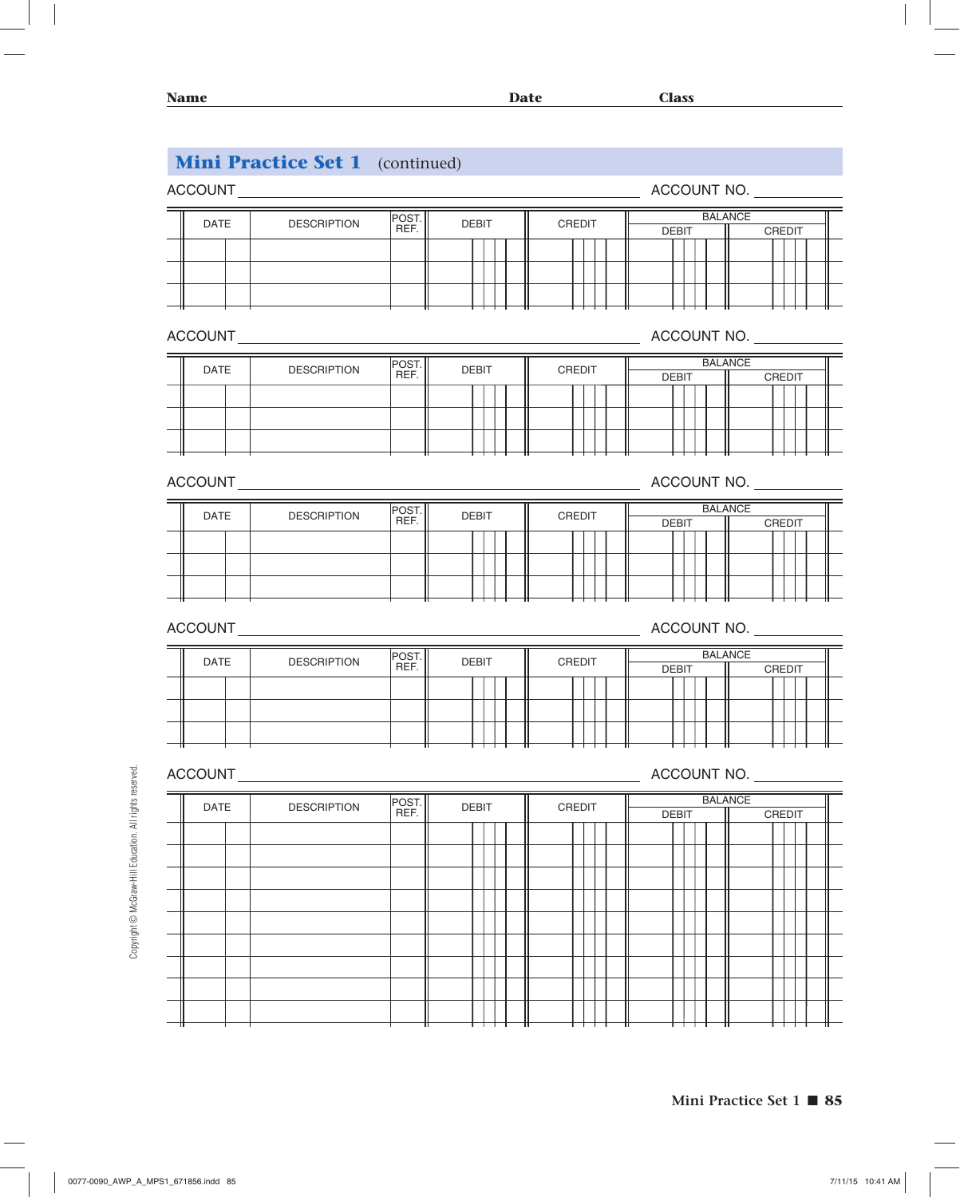Name Date Class

## Mini Practice Set 1 (continued)

ACCOUNT ______________________ ACCOUNT NO. ________

| DATE | | DESCRIPTION | POST. REF. | DEBIT | CREDIT | BALANCE | |
|---|---|---|---|---|---|---|---|
| | | | | | | DEBIT | CREDIT |
| | | | | | | | |
| | | | | | | | |
| | | | | | | | |

ACCOUNT ______________________ ACCOUNT NO. ________

| DATE | | DESCRIPTION | POST. REF. | DEBIT | CREDIT | BALANCE | |
|---|---|---|---|---|---|---|---|
| | | | | | | DEBIT | CREDIT |
| | | | | | | | |
| | | | | | | | |
| | | | | | | | |

ACCOUNT ______________________ ACCOUNT NO. ________

| DATE | | DESCRIPTION | POST. REF. | DEBIT | CREDIT | BALANCE | |
|---|---|---|---|---|---|---|---|
| | | | | | | DEBIT | CREDIT |
| | | | | | | | |
| | | | | | | | |
| | | | | | | | |

ACCOUNT ______________________ ACCOUNT NO. ________

| DATE | | DESCRIPTION | POST. REF. | DEBIT | CREDIT | BALANCE | |
|---|---|---|---|---|---|---|---|
| | | | | | | DEBIT | CREDIT |
| | | | | | | | |
| | | | | | | | |
| | | | | | | | |

ACCOUNT ______________________ ACCOUNT NO. ________

| DATE | | DESCRIPTION | POST. REF. | DEBIT | CREDIT | BALANCE | |
|---|---|---|---|---|---|---|---|
| | | | | | | DEBIT | CREDIT |
| | | | | | | | |
| | | | | | | | |
| | | | | | | | |
| | | | | | | | |
| | | | | | | | |
| | | | | | | | |
| | | | | | | | |
| | | | | | | | |
| | | | | | | | |

Copyright © McGraw-Hill Education. All rights reserved.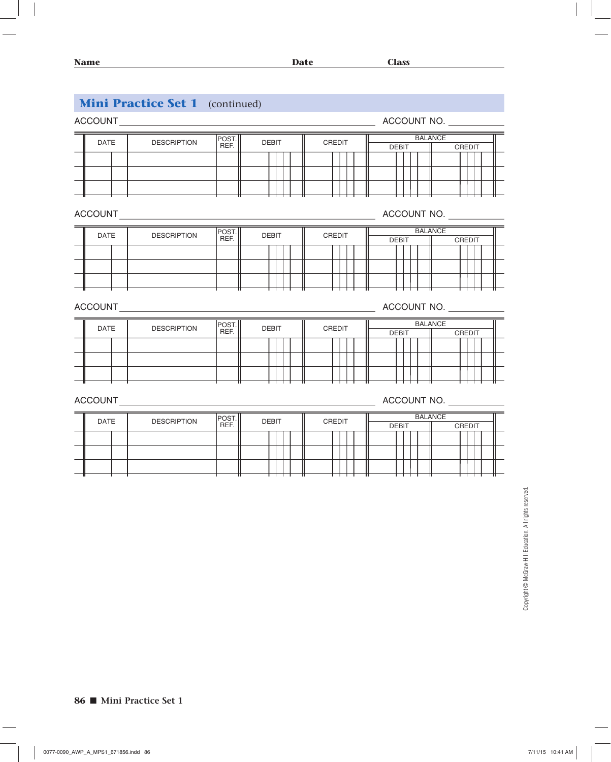**Name** **Date** **Class**

## Mini Practice Set 1 (continued)

ACCOUNT ______________________ ACCOUNT NO. ________

| DATE | DESCRIPTION | POST. REF. | DEBIT | CREDIT | BALANCE | |
|---|---|---|---|---|---|---|
| | | | | | DEBIT | CREDIT |
| | | | | | | |
| | | | | | | |
| | | | | | | |

ACCOUNT ______________________ ACCOUNT NO. ________

| DATE | DESCRIPTION | POST. REF. | DEBIT | CREDIT | BALANCE | |
|---|---|---|---|---|---|---|
| | | | | | DEBIT | CREDIT |
| | | | | | | |
| | | | | | | |
| | | | | | | |

ACCOUNT ______________________ ACCOUNT NO. ________

| DATE | DESCRIPTION | POST. REF. | DEBIT | CREDIT | BALANCE | |
|---|---|---|---|---|---|---|
| | | | | | DEBIT | CREDIT |
| | | | | | | |
| | | | | | | |
| | | | | | | |

ACCOUNT ______________________ ACCOUNT NO. ________

| DATE | DESCRIPTION | POST. REF. | DEBIT | CREDIT | BALANCE | |
|---|---|---|---|---|---|---|
| | | | | | DEBIT | CREDIT |
| | | | | | | |
| | | | | | | |
| | | | | | | |

Copyright © McGraw-Hill Education. All rights reserved.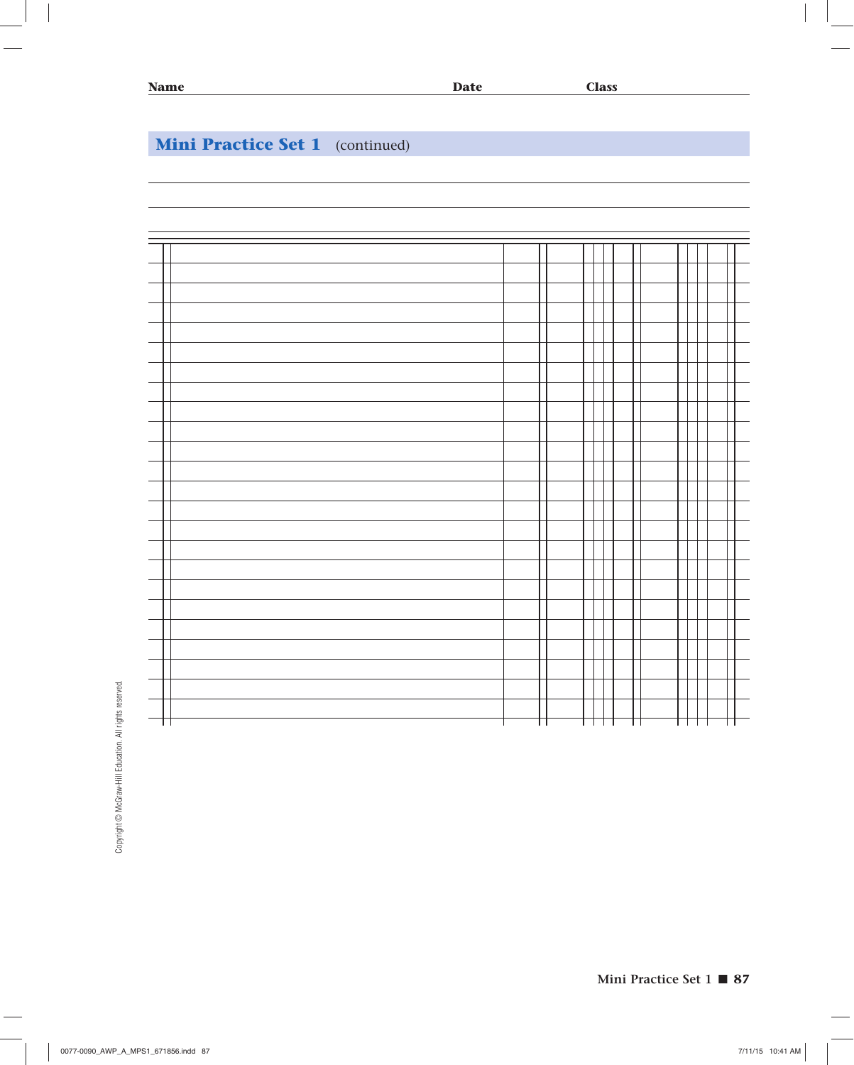**Name** **Date** **Class**

## Mini Practice Set 1 (continued)

| | | | | |
|---|---|---|---|---|
| | | | | |
| | | | | |
| | | | | |
| | | | | |
| | | | | |
| | | | | |
| | | | | |
| | | | | |
| | | | | |
| | | | | |
| | | | | |
| | | | | |
| | | | | |
| | | | | |
| | | | | |
| | | | | |
| | | | | |
| | | | | |
| | | | | |
| | | | | |
| | | | | |
| | | | | |
| | | | | |
| | | | | |

Copyright © McGraw-Hill Education. All rights reserved.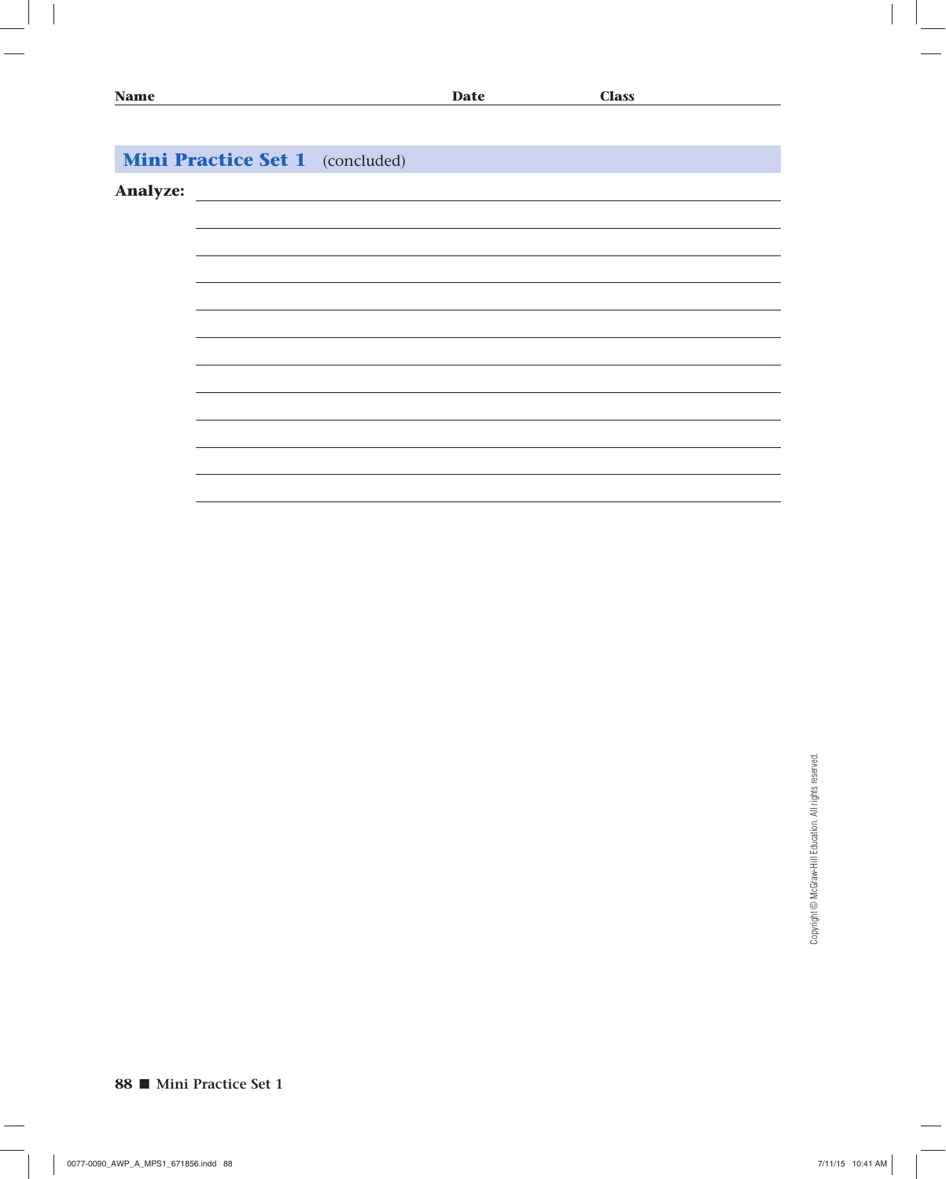## Mini Practice Set 1 (concluded)

**Analyze:**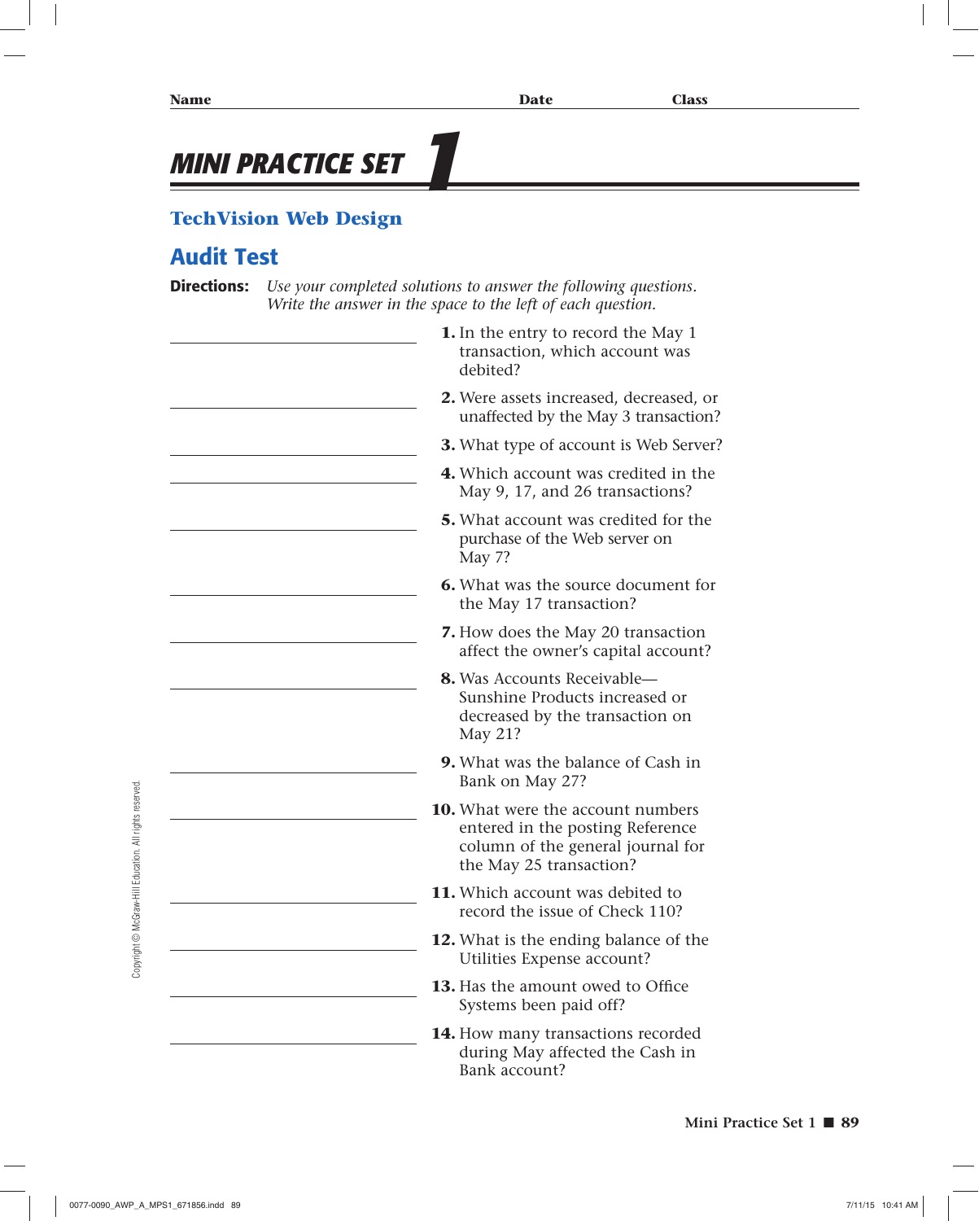Name ______________________ Date __________ Class __________

# MINI PRACTICE SET 1

## TechVision Web Design

## Audit Test

**Directions:** *Use your completed solutions to answer the following questions. Write the answer in the space to the left of each question.*

______________________ **1.** In the entry to record the May 1 transaction, which account was debited?

______________________ **2.** Were assets increased, decreased, or unaffected by the May 3 transaction?

______________________ **3.** What type of account is Web Server?

______________________ **4.** Which account was credited in the May 9, 17, and 26 transactions?

______________________ **5.** What account was credited for the purchase of the Web server on May 7?

______________________ **6.** What was the source document for the May 17 transaction?

______________________ **7.** How does the May 20 transaction affect the owner's capital account?

______________________ **8.** Was Accounts Receivable—Sunshine Products increased or decreased by the transaction on May 21?

______________________ **9.** What was the balance of Cash in Bank on May 27?

______________________ **10.** What were the account numbers entered in the posting Reference column of the general journal for the May 25 transaction?

______________________ **11.** Which account was debited to record the issue of Check 110?

______________________ **12.** What is the ending balance of the Utilities Expense account?

______________________ **13.** Has the amount owed to Office Systems been paid off?

______________________ **14.** How many transactions recorded during May affected the Cash in Bank account?

Copyright © McGraw-Hill Education. All rights reserved.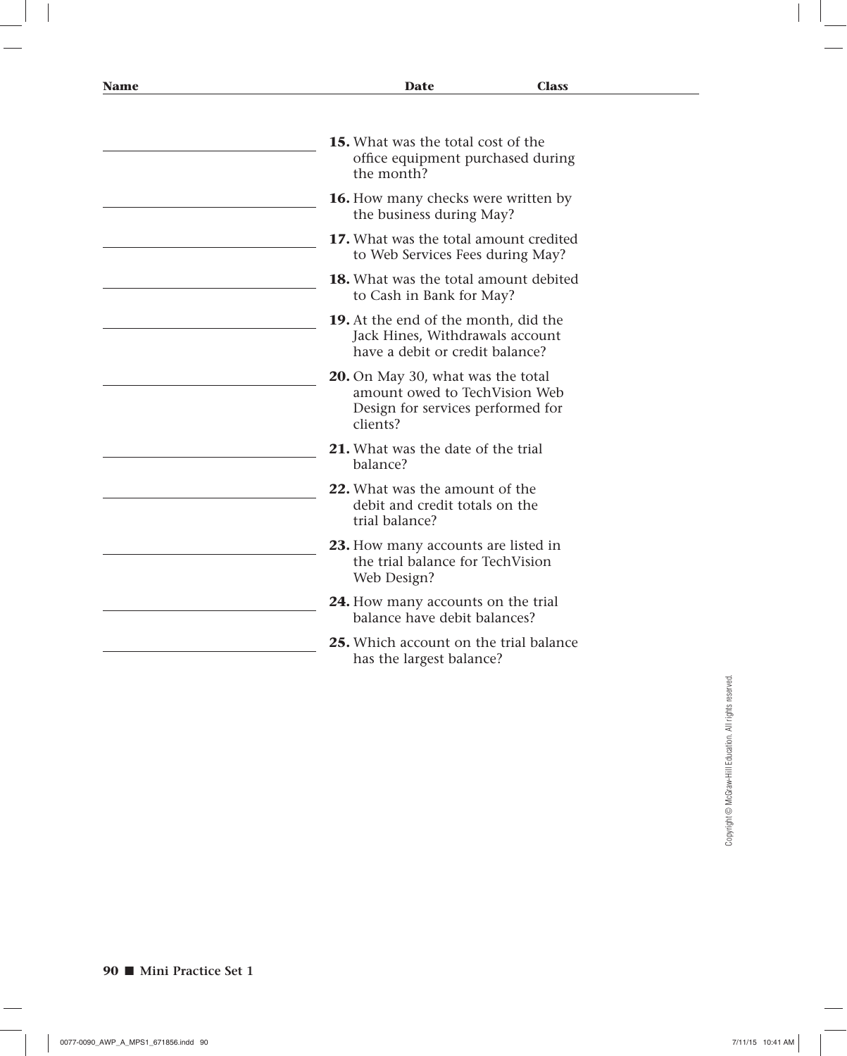**Name** **Date** **Class**

**15.** What was the total cost of the office equipment purchased during the month?

**16.** How many checks were written by the business during May?

**17.** What was the total amount credited to Web Services Fees during May?

**18.** What was the total amount debited to Cash in Bank for May?

**19.** At the end of the month, did the Jack Hines, Withdrawals account have a debit or credit balance?

**20.** On May 30, what was the total amount owed to TechVision Web Design for services performed for clients?

**21.** What was the date of the trial balance?

**22.** What was the amount of the debit and credit totals on the trial balance?

**23.** How many accounts are listed in the trial balance for TechVision Web Design?

**24.** How many accounts on the trial balance have debit balances?

**25.** Which account on the trial balance has the largest balance?

Copyright © McGraw-Hill Education. All rights reserved.